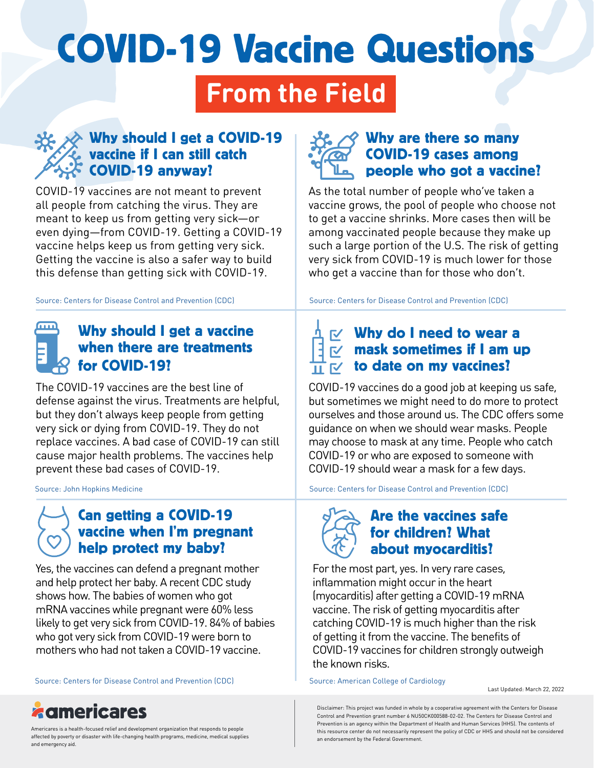# COVID-19 Vaccine Questions

## From the Field

### Why should I get a COVID-19 vaccine if I can still catch COVID-19 anyway?

COVID-19 vaccines are not meant to prevent all people from catching the virus. They are meant to keep us from getting very sick—or even dying—from COVID-19. Getting a COVID-19 vaccine helps keep us from getting very sick. Getting the vaccine is also a safer way to build this defense than getting sick with COVID-19.

Source: Centers for Disease Control and Prevention (CDC)

### Why are there so many COVID-19 cases among people who got a vaccine?

As the total number of people who've taken a vaccine grows, the pool of people who choose not to get a vaccine shrinks. More cases then will be among vaccinated people because they make up such a large portion of the U.S. The risk of getting very sick from COVID-19 is much lower for those who get a vaccine than for those who don't.

Source: Centers for Disease Control and Prevention (CDC)

### Why should I get a vaccine when there are treatments for COVID-19?

The COVID-19 vaccines are the best line of defense against the virus. Treatments are helpful, but they don't always keep people from getting very sick or dying from COVID-19. They do not replace vaccines. A bad case of COVID-19 can still cause major health problems. The vaccines help prevent these bad cases of COVID-19.

Source: John Hopkins Medicine

### Why do I need to wear a mask sometimes if I am up to date on my vaccines?

COVID-19 vaccines do a good job at keeping us safe, but sometimes we might need to do more to protect ourselves and those around us. The CDC offers some guidance on when we should wear masks. People may choose to mask at any time. People who catch COVID-19 or who are exposed to someone with COVID-19 should wear a mask for a few days.

Source: Centers for Disease Control and Prevention (CDC)

### Can getting a COVID-19 vaccine when I'm pregnant help protect my baby?

Yes, the vaccines can defend a pregnant mother and help protect her baby. A recent CDC study shows how. The babies of women who got mRNA vaccines while pregnant were 60% less likely to get very sick from COVID-19. 84% of babies who got very sick from COVID-19 were born to mothers who had not taken a COVID-19 vaccine.

Source: Centers for Disease Control and Prevention (CDC)

### Are the vaccines safe for children? What about myocarditis?

For the most part, yes. In very rare cases, inflammation might occur in the heart (myocarditis) after getting a COVID-19 mRNA vaccine. The risk of getting myocarditis after catching COVID-19 is much higher than the risk of getting it from the vaccine. The benefits of COVID-19 vaccines for children strongly outweigh the known risks.

Source: American College of Cardiology

Last Updated: March 22, 2022

**americares**

Americares is a health-focused relief and development organization that responds to people affected by poverty or disaster with life-changing health programs, medicine, medical supplies and emergency aid.

Disclaimer: This project was funded in whole by a cooperative agreement with the Centers for Disease Control and Prevention grant number 6 NU50CK000588-02-02. The Centers for Disease Control and Prevention is an agency within the Department of Health and Human Services (HHS). The contents of this resource center do not necessarily represent the policy of CDC or HHS and should not be considered an endorsement by the Federal Government.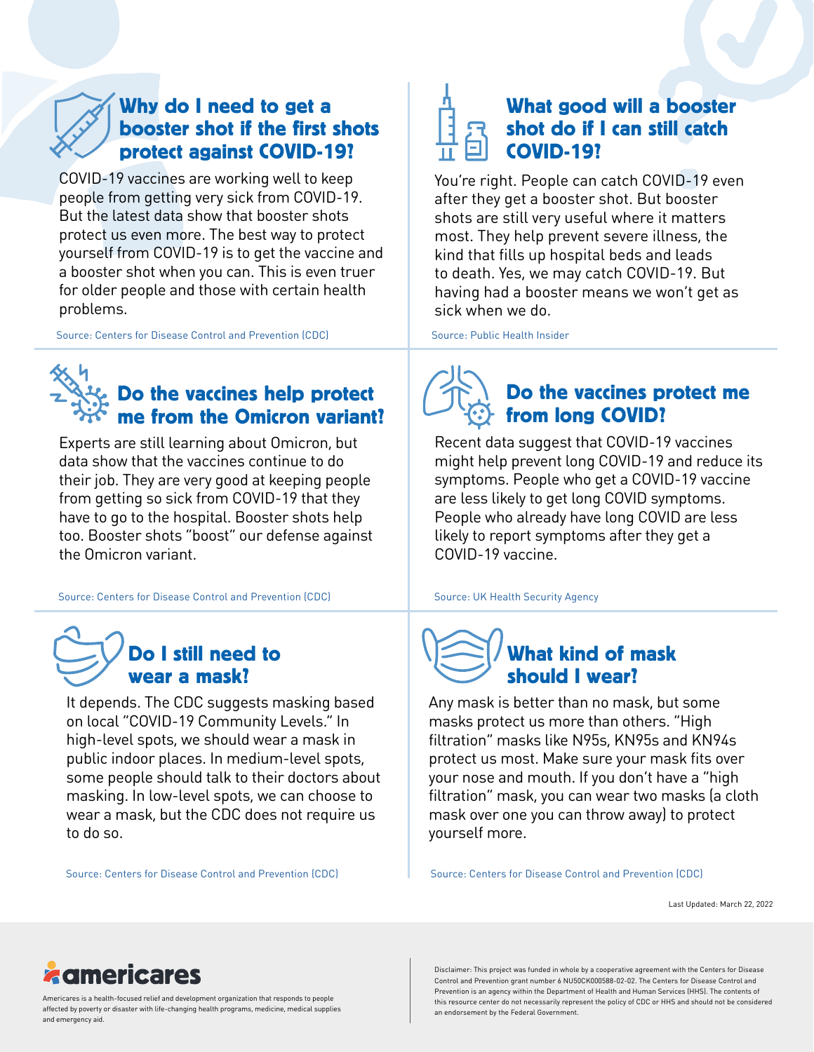## Why do I need to get a booster shot if the first shots protect against COVID-19?

COVID-19 vaccines are working well to keep people from getting very sick from COVID-19. But the latest data show that booster shots protect us even more. The best way to protect yourself from COVID-19 is to get the vaccine and a booster shot when you can. This is even truer for older people and those with certain health problems.

Source: Centers for Disease Control and Prevention (CDC)

## What good will a booster shot do if I can still catch COVID-19?

You're right. People can catch COVID-19 even after they get a booster shot. But booster shots are still very useful where it matters most. They help prevent severe illness, the kind that fills up hospital beds and leads to death. Yes, we may catch COVID-19. But having had a booster means we won't get as sick when we do.

Source: Public Health Insider

## Do the vaccines help protect me from the Omicron variant?

Experts are still learning about Omicron, but data show that the vaccines continue to do their job. They are very good at keeping people from getting so sick from COVID-19 that they have to go to the hospital. Booster shots help too. Booster shots "boost" our defense against the Omicron variant.

Source: Centers for Disease Control and Prevention (CDC)

## Do the vaccines protect me from long COVID?

Recent data suggest that COVID-19 vaccines might help prevent long COVID-19 and reduce its symptoms. People who get a COVID-19 vaccine are less likely to get long COVID symptoms. People who already have long COVID are less likely to report symptoms after they get a COVID-19 vaccine.

Source: UK Health Security Agency

## Do I still need to wear a mask?

It depends. The CDC suggests masking based on local "COVID-19 Community Levels." In high-level spots, we should wear a mask in public indoor places. In medium-level spots, some people should talk to their doctors about masking. In low-level spots, we can choose to wear a mask, but the CDC does not require us to do so.

Source: Centers for Disease Control and Prevention (CDC)

## What kind of mask should I wear?

Any mask is better than no mask, but some masks protect us more than others. "High filtration" masks like N95s, KN95s and KN94s protect us most. Make sure your mask fits over your nose and mouth. If you don't have a "high filtration" mask, you can wear two masks (a cloth mask over one you can throw away) to protect yourself more.

Source: Centers for Disease Control and Prevention (CDC)

Last Updated: March 22, 2022

**americares**

Americares is a health-focused relief and development organization that responds to people affected by poverty or disaster with life-changing health programs, medicine, medical supplies and emergency aid.

Disclaimer: This project was funded in whole by a cooperative agreement with the Centers for Disease Control and Prevention grant number 6 NU50CK000588-02-02. The Centers for Disease Control and Prevention is an agency within the Department of Health and Human Services (HHS). The contents of this resource center do not necessarily represent the policy of CDC or HHS and should not be considered an endorsement by the Federal Government.